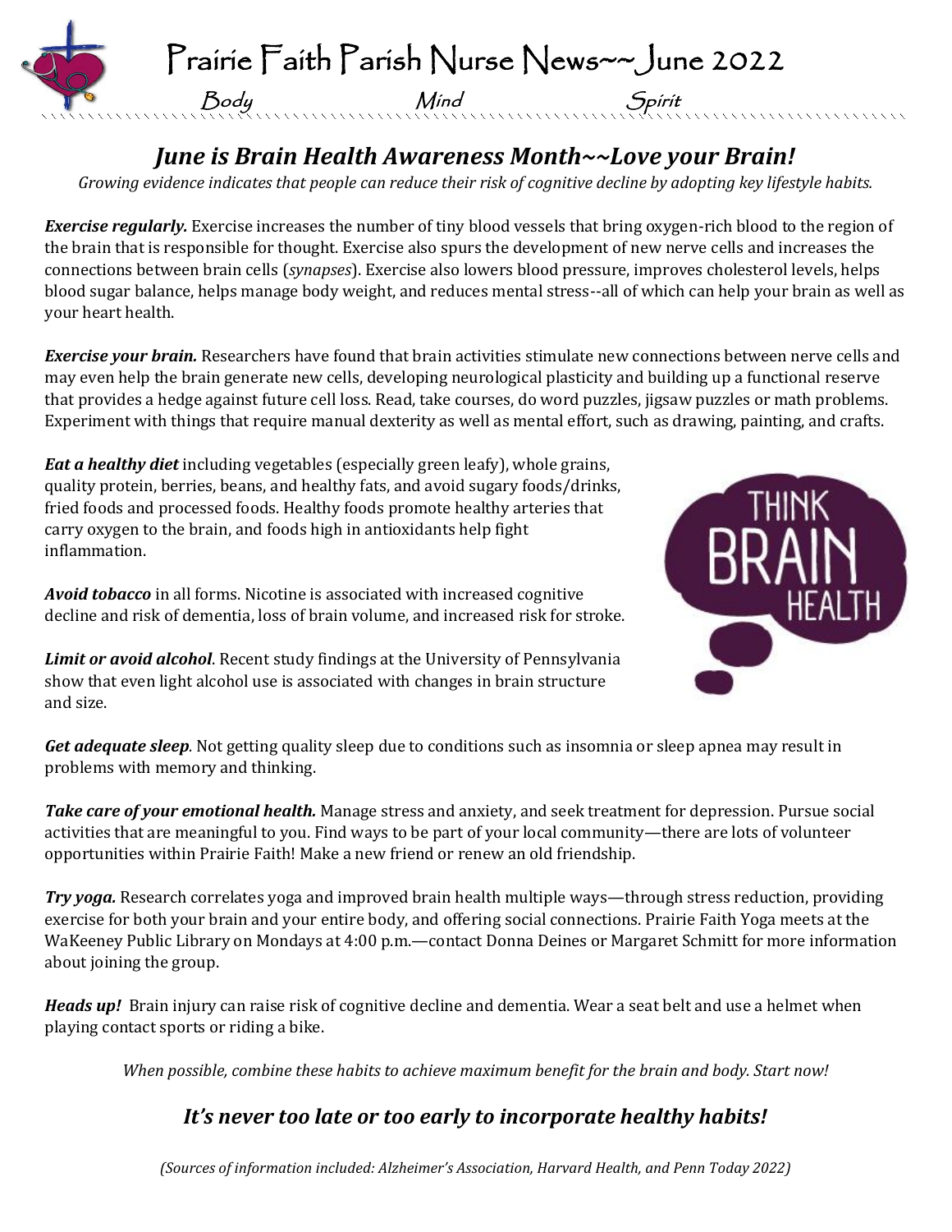# Prairie Faith Parish Nurse News~~June 2022

Body Mind Spirit

## *June is Brain Health Awareness Month~~Love your Brain!*

*Growing evidence indicates that people can reduce their risk of cognitive decline by adopting key lifestyle habits.*

***Exercise regularly.*** Exercise increases the number of tiny blood vessels that bring oxygen-rich blood to the region of the brain that is responsible for thought. Exercise also spurs the development of new nerve cells and increases the connections between brain cells (*synapses*). Exercise also lowers blood pressure, improves cholesterol levels, helps blood sugar balance, helps manage body weight, and reduces mental stress--all of which can help your brain as well as your heart health.

***Exercise your brain.*** Researchers have found that brain activities stimulate new connections between nerve cells and may even help the brain generate new cells, developing neurological plasticity and building up a functional reserve that provides a hedge against future cell loss. Read, take courses, do word puzzles, jigsaw puzzles or math problems. Experiment with things that require manual dexterity as well as mental effort, such as drawing, painting, and crafts.

***Eat a healthy diet*** including vegetables (especially green leafy), whole grains, quality protein, berries, beans, and healthy fats, and avoid sugary foods/drinks, fried foods and processed foods. Healthy foods promote healthy arteries that carry oxygen to the brain, and foods high in antioxidants help fight inflammation.

***Avoid tobacco*** in all forms. Nicotine is associated with increased cognitive decline and risk of dementia, loss of brain volume, and increased risk for stroke.

***Limit or avoid alcohol***. Recent study findings at the University of Pennsylvania show that even light alcohol use is associated with changes in brain structure and size.

***Get adequate sleep***. Not getting quality sleep due to conditions such as insomnia or sleep apnea may result in problems with memory and thinking.

***Take care of your emotional health.*** Manage stress and anxiety, and seek treatment for depression. Pursue social activities that are meaningful to you. Find ways to be part of your local community—there are lots of volunteer opportunities within Prairie Faith! Make a new friend or renew an old friendship.

***Try yoga.*** Research correlates yoga and improved brain health multiple ways—through stress reduction, providing exercise for both your brain and your entire body, and offering social connections. Prairie Faith Yoga meets at the WaKeeney Public Library on Mondays at 4:00 p.m.—contact Donna Deines or Margaret Schmitt for more information about joining the group.

***Heads up!*** Brain injury can raise risk of cognitive decline and dementia. Wear a seat belt and use a helmet when playing contact sports or riding a bike.

*When possible, combine these habits to achieve maximum benefit for the brain and body. Start now!*

## *It's never too late or too early to incorporate healthy habits!*

*(Sources of information included: Alzheimer's Association, Harvard Health, and Penn Today 2022)*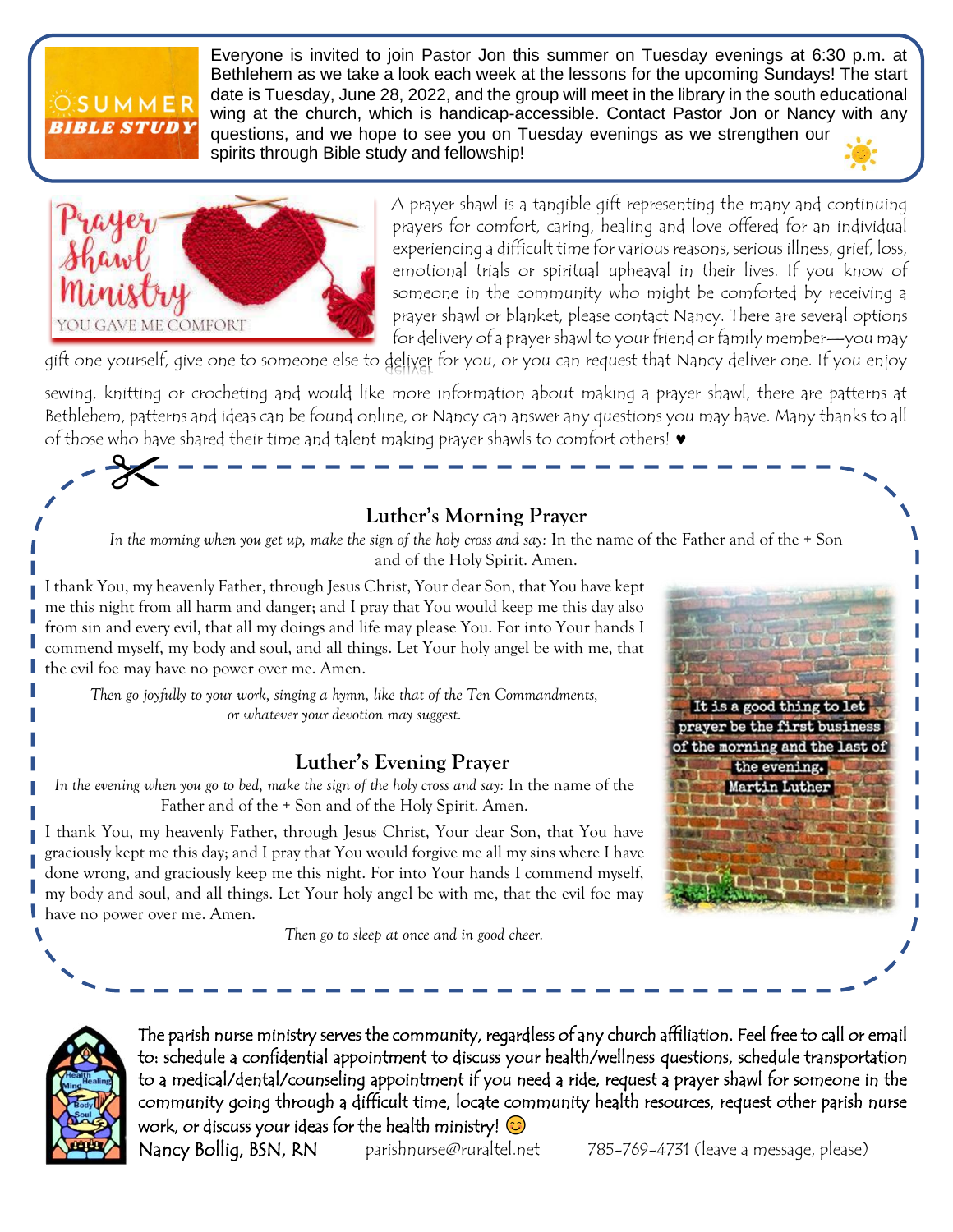SUMMER BIBLE STUDY

Everyone is invited to join Pastor Jon this summer on Tuesday evenings at 6:30 p.m. at Bethlehem as we take a look each week at the lessons for the upcoming Sundays! The start date is Tuesday, June 28, 2022, and the group will meet in the library in the south educational wing at the church, which is handicap-accessible. Contact Pastor Jon or Nancy with any questions, and we hope to see you on Tuesday evenings as we strengthen our spirits through Bible study and fellowship!

Prayer Shawl Ministry

YOU GAVE ME COMFORT

A prayer shawl is a tangible gift representing the many and continuing prayers for comfort, caring, healing and love offered for an individual experiencing a difficult time for various reasons, serious illness, grief, loss, emotional trials or spiritual upheaval in their lives. If you know of someone in the community who might be comforted by receiving a prayer shawl or blanket, please contact Nancy. There are several options for delivery of a prayer shawl to your friend or family member—you may gift one yourself, give one to someone else to deliver for you, or you can request that Nancy deliver one. If you enjoy sewing, knitting or crocheting and would like more information about making a prayer shawl, there are patterns at Bethlehem, patterns and ideas can be found online, or Nancy can answer any questions you may have. Many thanks to all of those who have shared their time and talent making prayer shawls to comfort others! ♥

## Luther's Morning Prayer

*In the morning when you get up, make the sign of the holy cross and say:* In the name of the Father and of the + Son and of the Holy Spirit. Amen.

I thank You, my heavenly Father, through Jesus Christ, Your dear Son, that You have kept me this night from all harm and danger; and I pray that You would keep me this day also from sin and every evil, that all my doings and life may please You. For into Your hands I commend myself, my body and soul, and all things. Let Your holy angel be with me, that the evil foe may have no power over me. Amen.

*Then go joyfully to your work, singing a hymn, like that of the Ten Commandments, or whatever your devotion may suggest.*

## Luther's Evening Prayer

*In the evening when you go to bed, make the sign of the holy cross and say:* In the name of the Father and of the + Son and of the Holy Spirit. Amen.

I thank You, my heavenly Father, through Jesus Christ, Your dear Son, that You have graciously kept me this day; and I pray that You would forgive me all my sins where I have done wrong, and graciously keep me this night. For into Your hands I commend myself, my body and soul, and all things. Let Your holy angel be with me, that the evil foe may have no power over me. Amen.

*Then go to sleep at once and in good cheer.*

It is a good thing to let prayer be the first business of the morning and the last of the evening.
Martin Luther

The parish nurse ministry serves the community, regardless of any church affiliation. Feel free to call or email to: schedule a confidential appointment to discuss your health/wellness questions, schedule transportation to a medical/dental/counseling appointment if you need a ride, request a prayer shawl for someone in the community going through a difficult time, locate community health resources, request other parish nurse work, or discuss your ideas for the health ministry! 😊

Nancy Bollig, BSN, RN    parishnurse@ruraltel.net    785-769-4731 (leave a message, please)